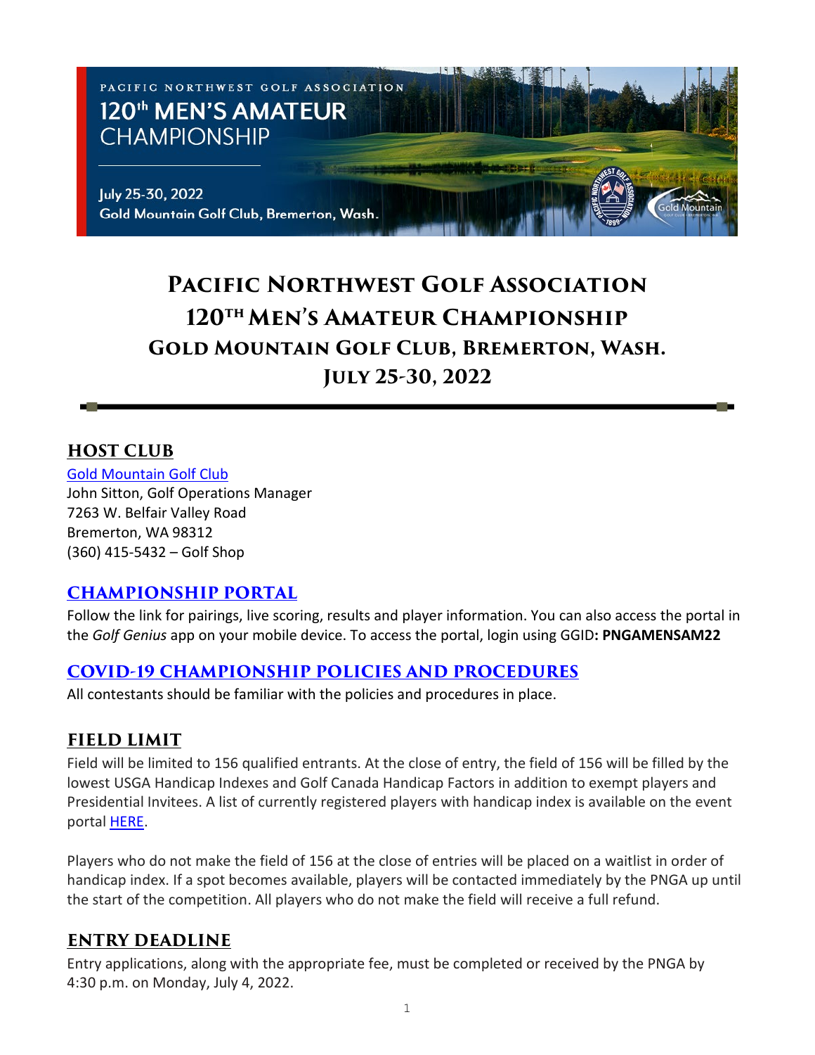# Pacific Northwest Golf Association
# 120th Men's Amateur Championship
## Gold Mountain Golf Club, Bremerton, Wash.
## July 25-30, 2022

## HOST CLUB

Gold Mountain Golf Club
John Sitton, Golf Operations Manager
7263 W. Belfair Valley Road
Bremerton, WA 98312
(360) 415-5432 – Golf Shop

## CHAMPIONSHIP PORTAL

Follow the link for pairings, live scoring, results and player information. You can also access the portal in the *Golf Genius* app on your mobile device. To access the portal, login using GGID**: PNGAMENSAM22**

## COVID-19 CHAMPIONSHIP POLICIES AND PROCEDURES

All contestants should be familiar with the policies and procedures in place.

## FIELD LIMIT

Field will be limited to 156 qualified entrants. At the close of entry, the field of 156 will be filled by the lowest USGA Handicap Indexes and Golf Canada Handicap Factors in addition to exempt players and Presidential Invitees. A list of currently registered players with handicap index is available on the event portal HERE.

Players who do not make the field of 156 at the close of entries will be placed on a waitlist in order of handicap index. If a spot becomes available, players will be contacted immediately by the PNGA up until the start of the competition. All players who do not make the field will receive a full refund.

## ENTRY DEADLINE

Entry applications, along with the appropriate fee, must be completed or received by the PNGA by 4:30 p.m. on Monday, July 4, 2022.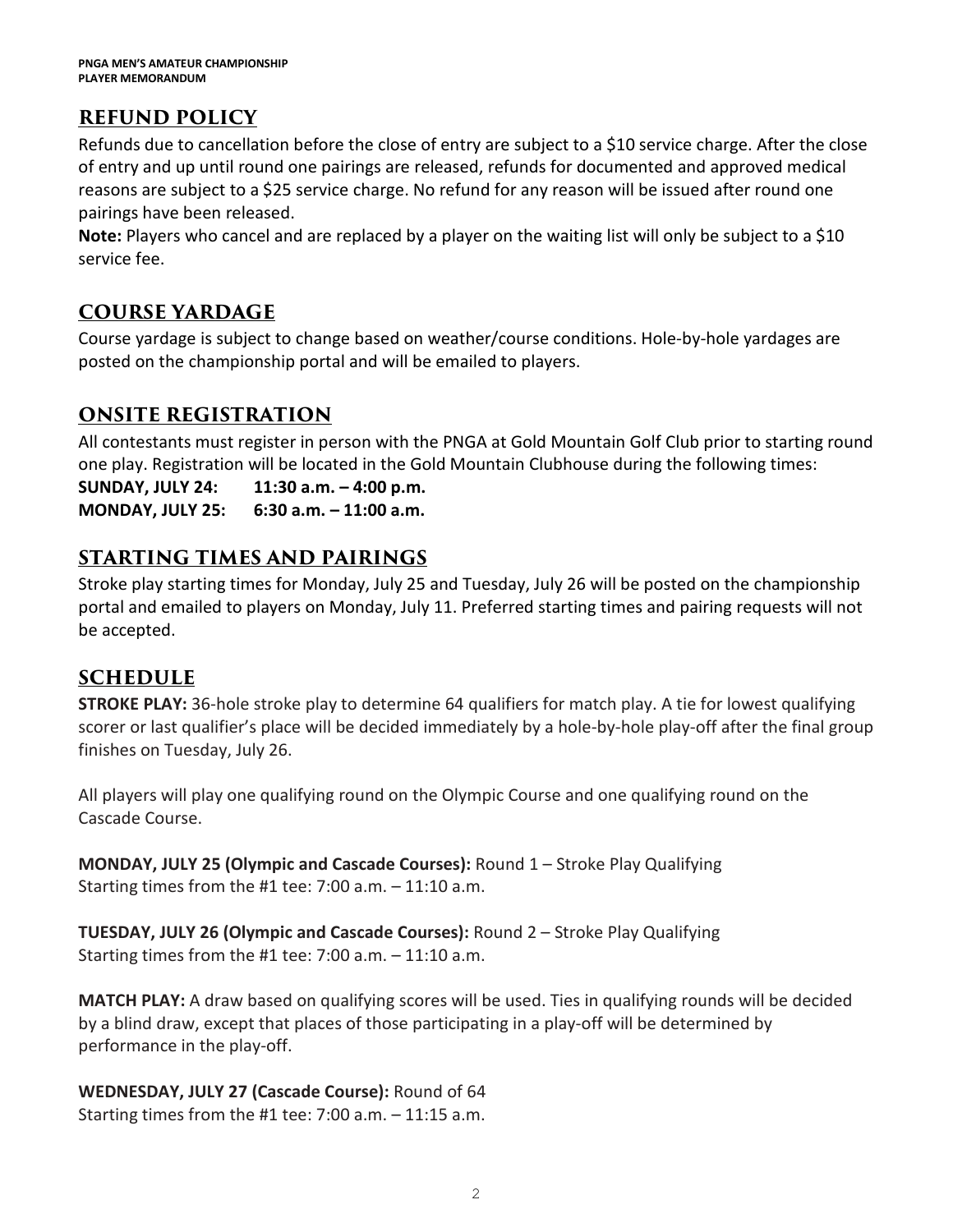## REFUND POLICY

Refunds due to cancellation before the close of entry are subject to a $10 service charge. After the close of entry and up until round one pairings are released, refunds for documented and approved medical reasons are subject to a $25 service charge. No refund for any reason will be issued after round one pairings have been released.

**Note:** Players who cancel and are replaced by a player on the waiting list will only be subject to a $10 service fee.

## COURSE YARDAGE

Course yardage is subject to change based on weather/course conditions. Hole-by-hole yardages are posted on the championship portal and will be emailed to players.

## ONSITE REGISTRATION

All contestants must register in person with the PNGA at Gold Mountain Golf Club prior to starting round one play. Registration will be located in the Gold Mountain Clubhouse during the following times:

**SUNDAY, JULY 24: 11:30 a.m. – 4:00 p.m.**
**MONDAY, JULY 25: 6:30 a.m. – 11:00 a.m.**

## STARTING TIMES AND PAIRINGS

Stroke play starting times for Monday, July 25 and Tuesday, July 26 will be posted on the championship portal and emailed to players on Monday, July 11. Preferred starting times and pairing requests will not be accepted.

## SCHEDULE

**STROKE PLAY:** 36-hole stroke play to determine 64 qualifiers for match play. A tie for lowest qualifying scorer or last qualifier's place will be decided immediately by a hole-by-hole play-off after the final group finishes on Tuesday, July 26.

All players will play one qualifying round on the Olympic Course and one qualifying round on the Cascade Course.

**MONDAY, JULY 25 (Olympic and Cascade Courses):** Round 1 – Stroke Play Qualifying
Starting times from the #1 tee: 7:00 a.m. – 11:10 a.m.

**TUESDAY, JULY 26 (Olympic and Cascade Courses):** Round 2 – Stroke Play Qualifying
Starting times from the #1 tee: 7:00 a.m. – 11:10 a.m.

**MATCH PLAY:** A draw based on qualifying scores will be used. Ties in qualifying rounds will be decided by a blind draw, except that places of those participating in a play-off will be determined by performance in the play-off.

**WEDNESDAY, JULY 27 (Cascade Course):** Round of 64
Starting times from the #1 tee: 7:00 a.m. – 11:15 a.m.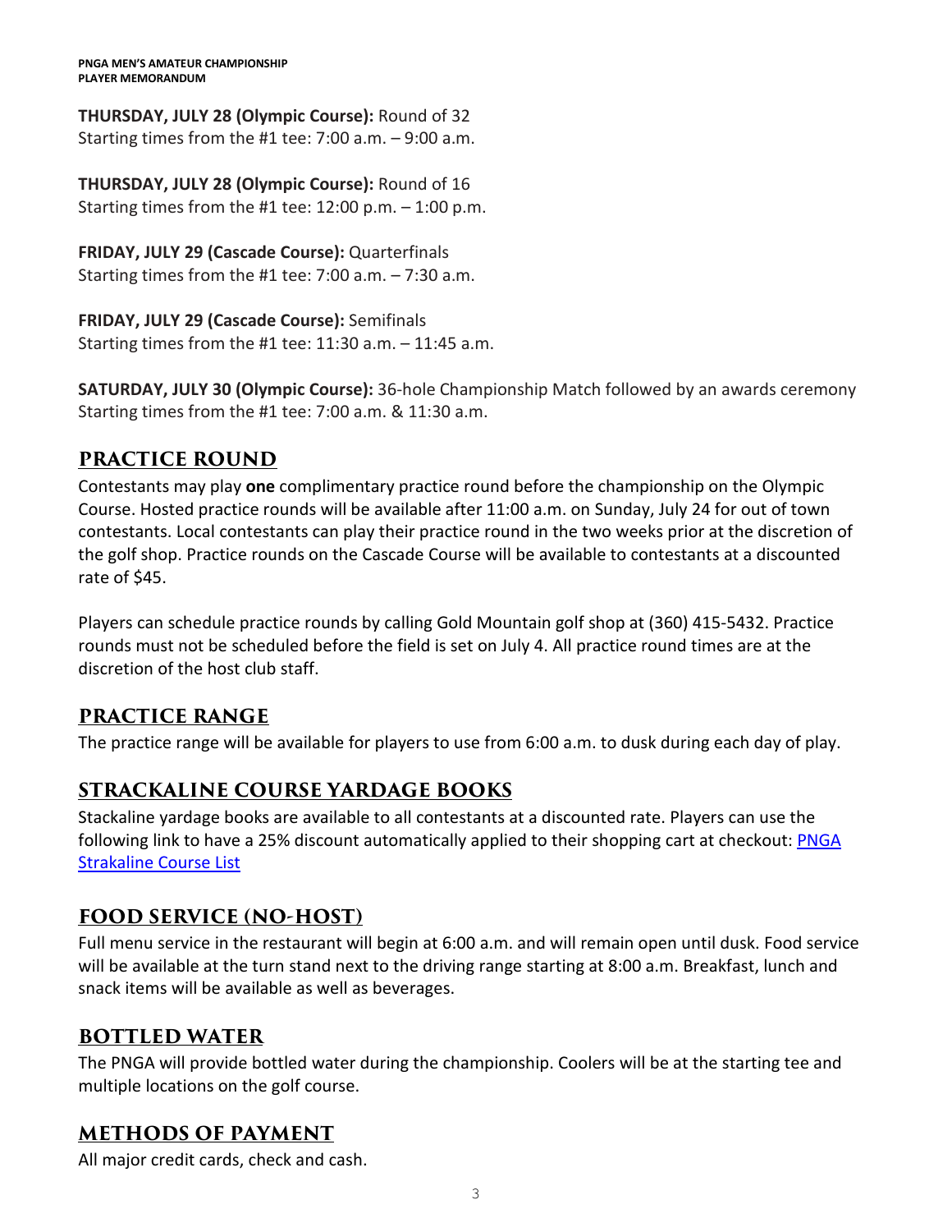**THURSDAY, JULY 28 (Olympic Course):** Round of 32
Starting times from the #1 tee: 7:00 a.m. – 9:00 a.m.

**THURSDAY, JULY 28 (Olympic Course):** Round of 16
Starting times from the #1 tee: 12:00 p.m. – 1:00 p.m.

**FRIDAY, JULY 29 (Cascade Course):** Quarterfinals
Starting times from the #1 tee: 7:00 a.m. – 7:30 a.m.

**FRIDAY, JULY 29 (Cascade Course):** Semifinals
Starting times from the #1 tee: 11:30 a.m. – 11:45 a.m.

**SATURDAY, JULY 30 (Olympic Course):** 36-hole Championship Match followed by an awards ceremony
Starting times from the #1 tee: 7:00 a.m. & 11:30 a.m.

## PRACTICE ROUND

Contestants may play **one** complimentary practice round before the championship on the Olympic Course. Hosted practice rounds will be available after 11:00 a.m. on Sunday, July 24 for out of town contestants. Local contestants can play their practice round in the two weeks prior at the discretion of the golf shop. Practice rounds on the Cascade Course will be available to contestants at a discounted rate of $45.

Players can schedule practice rounds by calling Gold Mountain golf shop at (360) 415-5432. Practice rounds must not be scheduled before the field is set on July 4. All practice round times are at the discretion of the host club staff.

## PRACTICE RANGE

The practice range will be available for players to use from 6:00 a.m. to dusk during each day of play.

## STRACKALINE COURSE YARDAGE BOOKS

Stackaline yardage books are available to all contestants at a discounted rate. Players can use the following link to have a 25% discount automatically applied to their shopping cart at checkout: [PNGA Strakaline Course List]

## FOOD SERVICE (NO-HOST)

Full menu service in the restaurant will begin at 6:00 a.m. and will remain open until dusk. Food service will be available at the turn stand next to the driving range starting at 8:00 a.m. Breakfast, lunch and snack items will be available as well as beverages.

## BOTTLED WATER

The PNGA will provide bottled water during the championship. Coolers will be at the starting tee and multiple locations on the golf course.

## METHODS OF PAYMENT

All major credit cards, check and cash.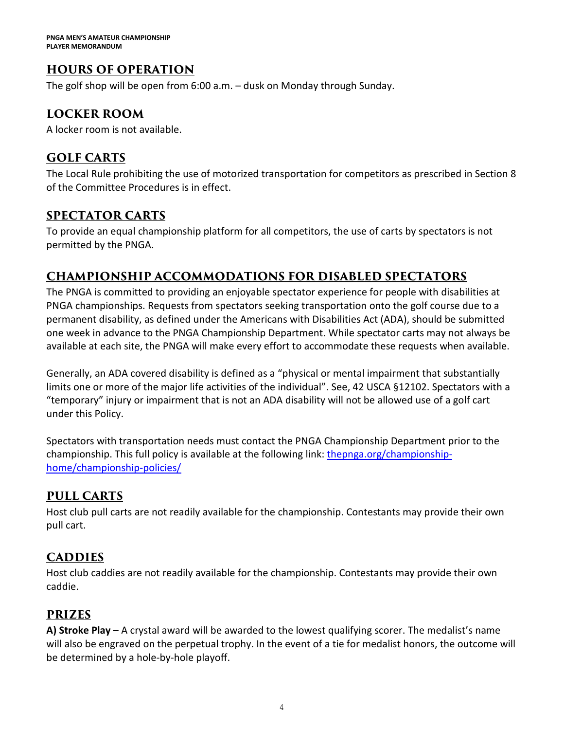## HOURS OF OPERATION

The golf shop will be open from 6:00 a.m. – dusk on Monday through Sunday.

## LOCKER ROOM

A locker room is not available.

## GOLF CARTS

The Local Rule prohibiting the use of motorized transportation for competitors as prescribed in Section 8 of the Committee Procedures is in effect.

## SPECTATOR CARTS

To provide an equal championship platform for all competitors, the use of carts by spectators is not permitted by the PNGA.

## CHAMPIONSHIP ACCOMMODATIONS FOR DISABLED SPECTATORS

The PNGA is committed to providing an enjoyable spectator experience for people with disabilities at PNGA championships. Requests from spectators seeking transportation onto the golf course due to a permanent disability, as defined under the Americans with Disabilities Act (ADA), should be submitted one week in advance to the PNGA Championship Department. While spectator carts may not always be available at each site, the PNGA will make every effort to accommodate these requests when available.

Generally, an ADA covered disability is defined as a "physical or mental impairment that substantially limits one or more of the major life activities of the individual". See, 42 USCA §12102. Spectators with a "temporary" injury or impairment that is not an ADA disability will not be allowed use of a golf cart under this Policy.

Spectators with transportation needs must contact the PNGA Championship Department prior to the championship. This full policy is available at the following link: [thepnga.org/championship-home/championship-policies/](thepnga.org/championship-home/championship-policies/)

## PULL CARTS

Host club pull carts are not readily available for the championship. Contestants may provide their own pull cart.

## CADDIES

Host club caddies are not readily available for the championship. Contestants may provide their own caddie.

## PRIZES

**A) Stroke Play** – A crystal award will be awarded to the lowest qualifying scorer. The medalist's name will also be engraved on the perpetual trophy. In the event of a tie for medalist honors, the outcome will be determined by a hole-by-hole playoff.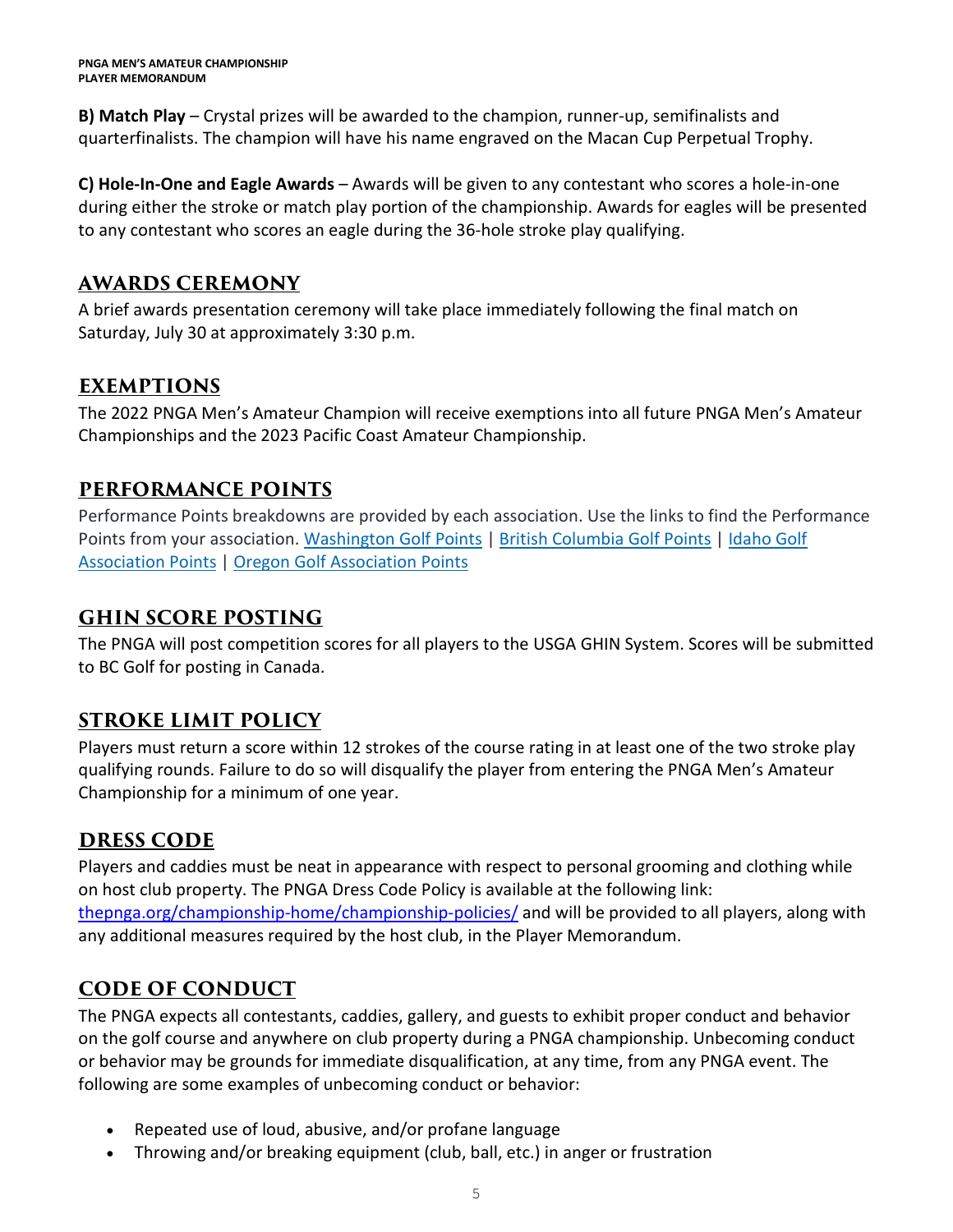**B) Match Play** – Crystal prizes will be awarded to the champion, runner-up, semifinalists and quarterfinalists. The champion will have his name engraved on the Macan Cup Perpetual Trophy.

**C) Hole-In-One and Eagle Awards** – Awards will be given to any contestant who scores a hole-in-one during either the stroke or match play portion of the championship. Awards for eagles will be presented to any contestant who scores an eagle during the 36-hole stroke play qualifying.

## AWARDS CEREMONY

A brief awards presentation ceremony will take place immediately following the final match on Saturday, July 30 at approximately 3:30 p.m.

## EXEMPTIONS

The 2022 PNGA Men's Amateur Champion will receive exemptions into all future PNGA Men's Amateur Championships and the 2023 Pacific Coast Amateur Championship.

## PERFORMANCE POINTS

Performance Points breakdowns are provided by each association. Use the links to find the Performance Points from your association. Washington Golf Points | British Columbia Golf Points | Idaho Golf Association Points | Oregon Golf Association Points

## GHIN SCORE POSTING

The PNGA will post competition scores for all players to the USGA GHIN System. Scores will be submitted to BC Golf for posting in Canada.

## STROKE LIMIT POLICY

Players must return a score within 12 strokes of the course rating in at least one of the two stroke play qualifying rounds. Failure to do so will disqualify the player from entering the PNGA Men's Amateur Championship for a minimum of one year.

## DRESS CODE

Players and caddies must be neat in appearance with respect to personal grooming and clothing while on host club property. The PNGA Dress Code Policy is available at the following link: thepnga.org/championship-home/championship-policies/ and will be provided to all players, along with any additional measures required by the host club, in the Player Memorandum.

## CODE OF CONDUCT

The PNGA expects all contestants, caddies, gallery, and guests to exhibit proper conduct and behavior on the golf course and anywhere on club property during a PNGA championship. Unbecoming conduct or behavior may be grounds for immediate disqualification, at any time, from any PNGA event. The following are some examples of unbecoming conduct or behavior:

- Repeated use of loud, abusive, and/or profane language
- Throwing and/or breaking equipment (club, ball, etc.) in anger or frustration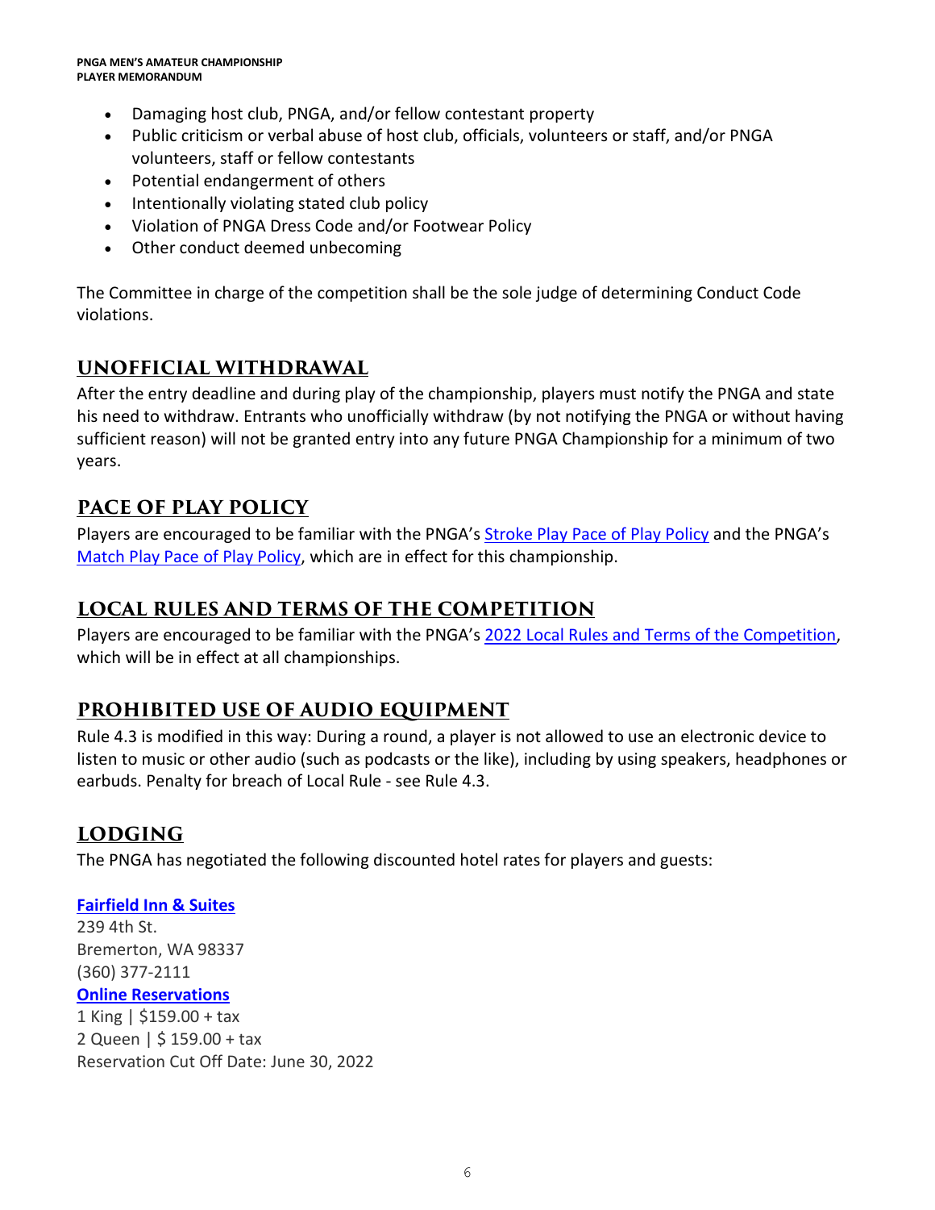- Damaging host club, PNGA, and/or fellow contestant property
- Public criticism or verbal abuse of host club, officials, volunteers or staff, and/or PNGA volunteers, staff or fellow contestants
- Potential endangerment of others
- Intentionally violating stated club policy
- Violation of PNGA Dress Code and/or Footwear Policy
- Other conduct deemed unbecoming

The Committee in charge of the competition shall be the sole judge of determining Conduct Code violations.

## UNOFFICIAL WITHDRAWAL

After the entry deadline and during play of the championship, players must notify the PNGA and state his need to withdraw. Entrants who unofficially withdraw (by not notifying the PNGA or without having sufficient reason) will not be granted entry into any future PNGA Championship for a minimum of two years.

## PACE OF PLAY POLICY

Players are encouraged to be familiar with the PNGA's Stroke Play Pace of Play Policy and the PNGA's Match Play Pace of Play Policy, which are in effect for this championship.

## LOCAL RULES AND TERMS OF THE COMPETITION

Players are encouraged to be familiar with the PNGA's 2022 Local Rules and Terms of the Competition, which will be in effect at all championships.

## PROHIBITED USE OF AUDIO EQUIPMENT

Rule 4.3 is modified in this way: During a round, a player is not allowed to use an electronic device to listen to music or other audio (such as podcasts or the like), including by using speakers, headphones or earbuds. Penalty for breach of Local Rule - see Rule 4.3.

## LODGING

The PNGA has negotiated the following discounted hotel rates for players and guests:

**Fairfield Inn & Suites**
239 4th St.
Bremerton, WA 98337
(360) 377-2111
**Online Reservations**
1 King | $159.00 + tax
2 Queen | $ 159.00 + tax
Reservation Cut Off Date: June 30, 2022